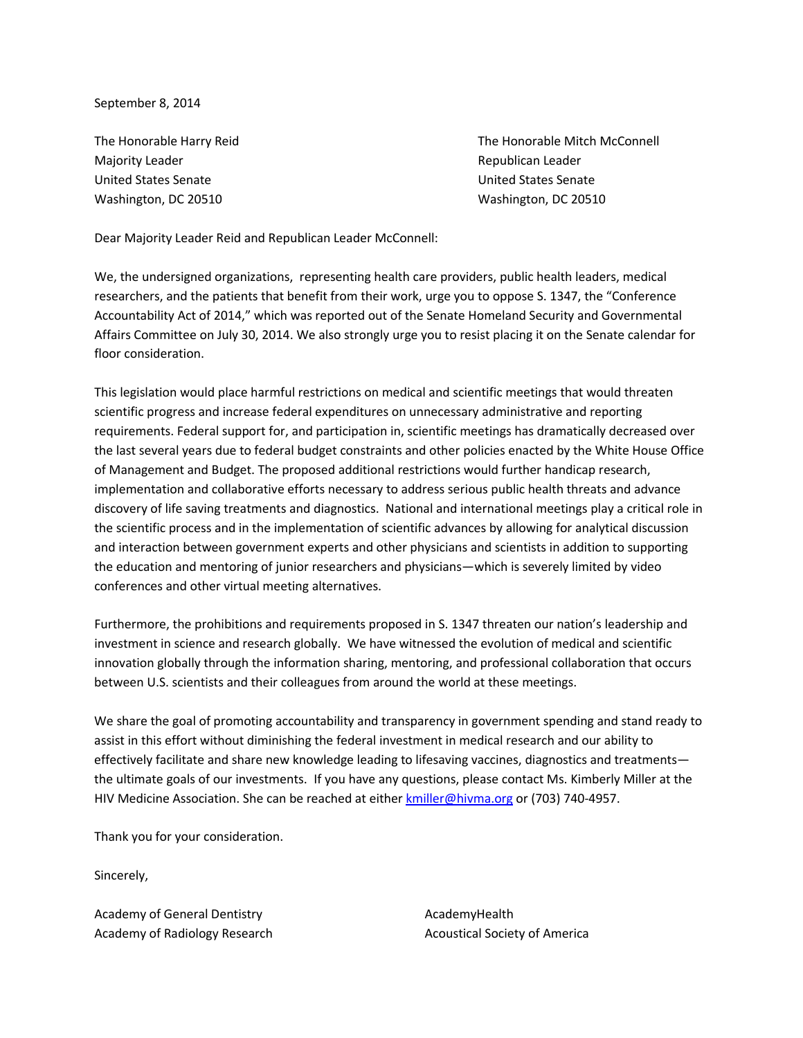September 8, 2014

The Honorable Harry Reid
Majority Leader
United States Senate
Washington, DC 20510

The Honorable Mitch McConnell
Republican Leader
United States Senate
Washington, DC 20510

Dear Majority Leader Reid and Republican Leader McConnell:

We, the undersigned organizations, representing health care providers, public health leaders, medical researchers, and the patients that benefit from their work, urge you to oppose S. 1347, the "Conference Accountability Act of 2014," which was reported out of the Senate Homeland Security and Governmental Affairs Committee on July 30, 2014. We also strongly urge you to resist placing it on the Senate calendar for floor consideration.

This legislation would place harmful restrictions on medical and scientific meetings that would threaten scientific progress and increase federal expenditures on unnecessary administrative and reporting requirements. Federal support for, and participation in, scientific meetings has dramatically decreased over the last several years due to federal budget constraints and other policies enacted by the White House Office of Management and Budget. The proposed additional restrictions would further handicap research, implementation and collaborative efforts necessary to address serious public health threats and advance discovery of life saving treatments and diagnostics. National and international meetings play a critical role in the scientific process and in the implementation of scientific advances by allowing for analytical discussion and interaction between government experts and other physicians and scientists in addition to supporting the education and mentoring of junior researchers and physicians—which is severely limited by video conferences and other virtual meeting alternatives.

Furthermore, the prohibitions and requirements proposed in S. 1347 threaten our nation's leadership and investment in science and research globally. We have witnessed the evolution of medical and scientific innovation globally through the information sharing, mentoring, and professional collaboration that occurs between U.S. scientists and their colleagues from around the world at these meetings.

We share the goal of promoting accountability and transparency in government spending and stand ready to assist in this effort without diminishing the federal investment in medical research and our ability to effectively facilitate and share new knowledge leading to lifesaving vaccines, diagnostics and treatments—the ultimate goals of our investments. If you have any questions, please contact Ms. Kimberly Miller at the HIV Medicine Association. She can be reached at either kmiller@hivma.org or (703) 740-4957.

Thank you for your consideration.

Sincerely,

Academy of General Dentistry
Academy of Radiology Research
AcademyHealth
Acoustical Society of America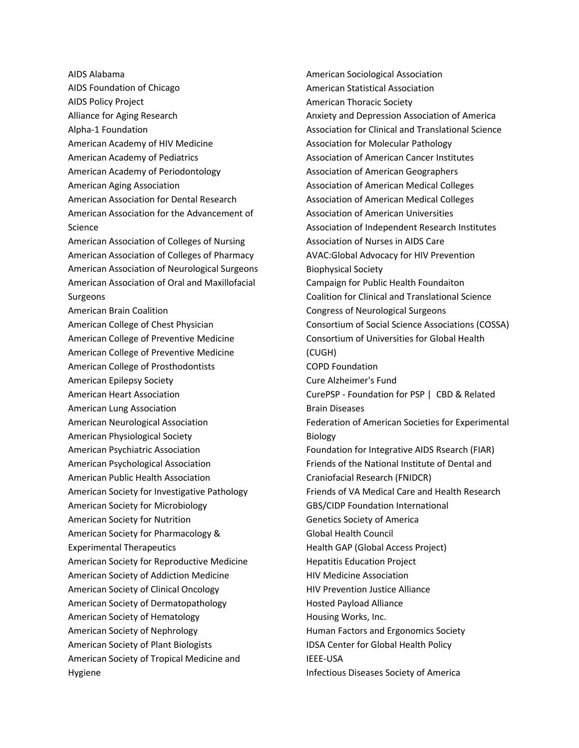AIDS Alabama
AIDS Foundation of Chicago
AIDS Policy Project
Alliance for Aging Research
Alpha-1 Foundation
American Academy of HIV Medicine
American Academy of Pediatrics
American Academy of Periodontology
American Aging Association
American Association for Dental Research
American Association for the Advancement of Science
American Association of Colleges of Nursing
American Association of Colleges of Pharmacy
American Association of Neurological Surgeons
American Association of Oral and Maxillofacial Surgeons
American Brain Coalition
American College of Chest Physician
American College of Preventive Medicine
American College of Preventive Medicine
American College of Prosthodontists
American Epilepsy Society
American Heart Association
American Lung Association
American Neurological Association
American Physiological Society
American Psychiatric Association
American Psychological Association
American Public Health Association
American Society for Investigative Pathology
American Society for Microbiology
American Society for Nutrition
American Society for Pharmacology & Experimental Therapeutics
American Society for Reproductive Medicine
American Society of Addiction Medicine
American Society of Clinical Oncology
American Society of Dermatopathology
American Society of Hematology
American Society of Nephrology
American Society of Plant Biologists
American Society of Tropical Medicine and Hygiene
American Sociological Association
American Statistical Association
American Thoracic Society
Anxiety and Depression Association of America
Association for Clinical and Translational Science
Association for Molecular Pathology
Association of American Cancer Institutes
Association of American Geographers
Association of American Medical Colleges
Association of American Medical Colleges
Association of American Universities
Association of Independent Research Institutes
Association of Nurses in AIDS Care
AVAC:Global Advocacy for HIV Prevention
Biophysical Society
Campaign for Public Health Foundaiton
Coalition for Clinical and Translational Science
Congress of Neurological Surgeons
Consortium of Social Science Associations (COSSA)
Consortium of Universities for Global Health (CUGH)
COPD Foundation
Cure Alzheimer's Fund
CurePSP - Foundation for PSP | CBD & Related Brain Diseases
Federation of American Societies for Experimental Biology
Foundation for Integrative AIDS Rsearch (FIAR)
Friends of the National Institute of Dental and Craniofacial Research (FNIDCR)
Friends of VA Medical Care and Health Research
GBS/CIDP Foundation International
Genetics Society of America
Global Health Council
Health GAP (Global Access Project)
Hepatitis Education Project
HIV Medicine Association
HIV Prevention Justice Alliance
Hosted Payload Alliance
Housing Works, Inc.
Human Factors and Ergonomics Society
IDSA Center for Global Health Policy
IEEE-USA
Infectious Diseases Society of America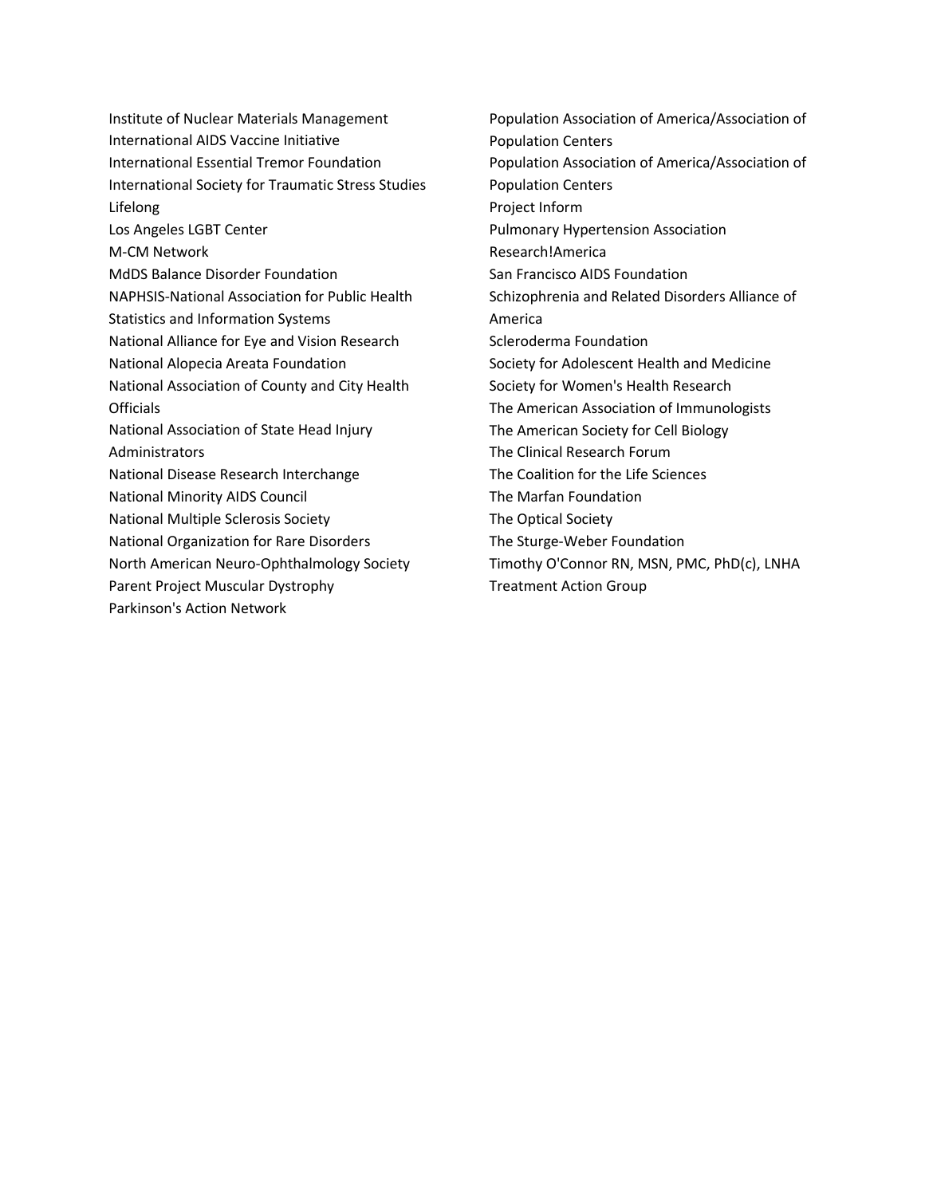Institute of Nuclear Materials Management
International AIDS Vaccine Initiative
International Essential Tremor Foundation
International Society for Traumatic Stress Studies
Lifelong
Los Angeles LGBT Center
M-CM Network
MdDS Balance Disorder Foundation
NAPHSIS-National Association for Public Health Statistics and Information Systems
National Alliance for Eye and Vision Research
National Alopecia Areata Foundation
National Association of County and City Health Officials
National Association of State Head Injury Administrators
National Disease Research Interchange
National Minority AIDS Council
National Multiple Sclerosis Society
National Organization for Rare Disorders
North American Neuro-Ophthalmology Society
Parent Project Muscular Dystrophy
Parkinson's Action Network
Population Association of America/Association of Population Centers
Population Association of America/Association of Population Centers
Project Inform
Pulmonary Hypertension Association
Research!America
San Francisco AIDS Foundation
Schizophrenia and Related Disorders Alliance of America
Scleroderma Foundation
Society for Adolescent Health and Medicine
Society for Women's Health Research
The American Association of Immunologists
The American Society for Cell Biology
The Clinical Research Forum
The Coalition for the Life Sciences
The Marfan Foundation
The Optical Society
The Sturge-Weber Foundation
Timothy O'Connor RN, MSN, PMC, PhD(c), LNHA
Treatment Action Group